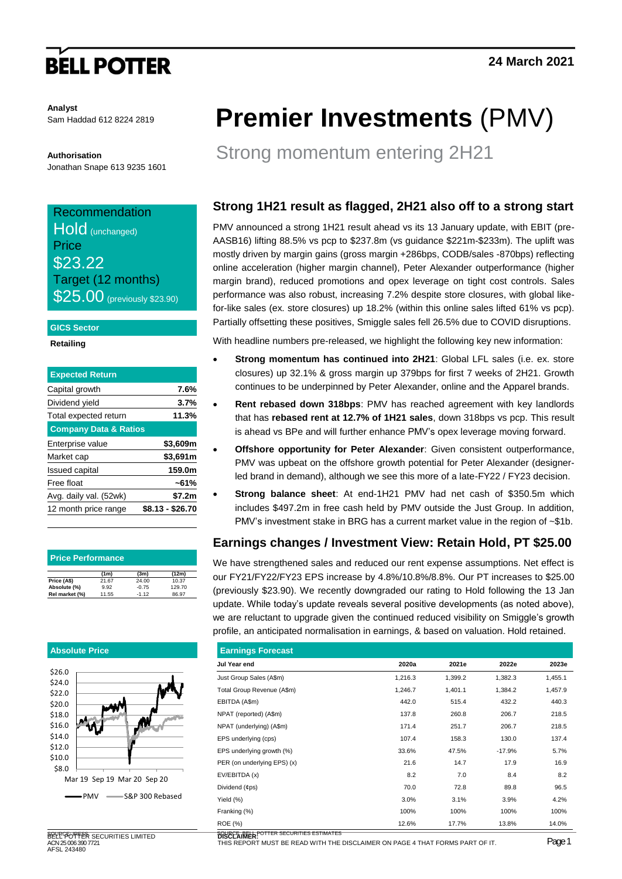BELL POTTER

24 March 2021

**Analyst**
Sam Haddad 612 8224 2819

**Authorisation**
Jonathan Snape 613 9235 1601

# Premier Investments (PMV)

## Strong momentum entering 2H21

Recommendation
Hold (unchanged)
Price
$23.22
Target (12 months)
$25.00 (previously $23.90)

**GICS Sector**
**Retailing**

| Expected Return | |
|---|---|
| Capital growth | 7.6% |
| Dividend yield | 3.7% |
| Total expected return | 11.3% |
| **Company Data & Ratios** | |
| Enterprise value | $3,609m |
| Market cap | $3,691m |
| Issued capital | 159.0m |
| Free float | ~61% |
| Avg. daily val. (52wk) | $7.2m |
| 12 month price range | $8.13 - $26.70 |

**Price Performance**

| | (1m) | (3m) | (12m) |
|---|---|---|---|
| Price (A$) | 21.67 | 24.00 | 10.37 |
| Absolute (%) | 9.92 | -0.75 | 129.70 |
| Rel market (%) | 11.55 | -1.12 | 86.97 |

**Absolute Price**

$26.0
$24.0
$22.0
$20.0
$18.0
$16.0
$14.0
$12.0
$10.0
$8.0
Mar 19 Sep 19 Mar 20 Sep 20
PMV S&P 300 Rebased

SOURCE: IRESS

### Strong 1H21 result as flagged, 2H21 also off to a strong start

PMV announced a strong 1H21 result ahead vs its 13 January update, with EBIT (pre-AASB16) lifting 88.5% vs pcp to $237.8m (vs guidance $221m-$233m). The uplift was mostly driven by margin gains (gross margin +286bps, CODB/sales -870bps) reflecting online acceleration (higher margin channel), Peter Alexander outperformance (higher margin brand), reduced promotions and opex leverage on tight cost controls. Sales performance was also robust, increasing 7.2% despite store closures, with global like-for-like sales (ex. store closures) up 18.2% (within this online sales lifted 61% vs pcp). Partially offsetting these positives, Smiggle sales fell 26.5% due to COVID disruptions.

With headline numbers pre-released, we highlight the following key new information:

- **Strong momentum has continued into 2H21**: Global LFL sales (i.e. ex. store closures) up 32.1% & gross margin up 379bps for first 7 weeks of 2H21. Growth continues to be underpinned by Peter Alexander, online and the Apparel brands.
- **Rent rebased down 318bps**: PMV has reached agreement with key landlords that has **rebased rent at 12.7% of 1H21 sales**, down 318bps vs pcp. This result is ahead vs BPe and will further enhance PMV's opex leverage moving forward.
- **Offshore opportunity for Peter Alexander**: Given consistent outperformance, PMV was upbeat on the offshore growth potential for Peter Alexander (designer-led brand in demand), although we see this more of a late-FY22 / FY23 decision.
- **Strong balance sheet**: At end-1H21 PMV had net cash of $350.5m which includes $497.2m in free cash held by PMV outside the Just Group. In addition, PMV's investment stake in BRG has a current market value in the region of ~$1b.

### Earnings changes / Investment View: Retain Hold, PT $25.00

We have strengthened sales and reduced our rent expense assumptions. Net effect is our FY21/FY22/FY23 EPS increase by 4.8%/10.8%/8.8%. Our PT increases to $25.00 (previously $23.90). We recently downgraded our rating to Hold following the 13 Jan update. While today's update reveals several positive developments (as noted above), we are reluctant to upgrade given the continued reduced visibility on Smiggle's growth profile, an anticipated normalisation in earnings, & based on valuation. Hold retained.

**Earnings Forecast**

| Jul Year end | 2020a | 2021e | 2022e | 2023e |
|---|---|---|---|---|
| Just Group Sales (A$m) | 1,216.3 | 1,399.2 | 1,382.3 | 1,455.1 |
| Total Group Revenue (A$m) | 1,246.7 | 1,401.1 | 1,384.2 | 1,457.9 |
| EBITDA (A$m) | 442.0 | 515.4 | 432.2 | 440.3 |
| NPAT (reported) (A$m) | 137.8 | 260.8 | 206.7 | 218.5 |
| NPAT (underlying) (A$m) | 171.4 | 251.7 | 206.7 | 218.5 |
| EPS underlying (cps) | 107.4 | 158.3 | 130.0 | 137.4 |
| EPS underlying growth (%) | 33.6% | 47.5% | -17.9% | 5.7% |
| PER (on underlying EPS) (x) | 21.6 | 14.7 | 17.9 | 16.9 |
| EV/EBITDA (x) | 8.2 | 7.0 | 8.4 | 8.2 |
| Dividend (¢ps) | 70.0 | 72.8 | 89.8 | 96.5 |
| Yield (%) | 3.0% | 3.1% | 3.9% | 4.2% |
| Franking (%) | 100% | 100% | 100% | 100% |
| ROE (%) | 12.6% | 17.7% | 13.8% | 14.0% |

SOURCE: BELL POTTER SECURITIES ESTIMATES

**DISCLAIMER:**
THIS REPORT MUST BE READ WITH THE DISCLAIMER ON PAGE 4 THAT FORMS PART OF IT.

BELL POTTER SECURITIES LIMITED
ACN 25 006 390 7721
AFSL 243480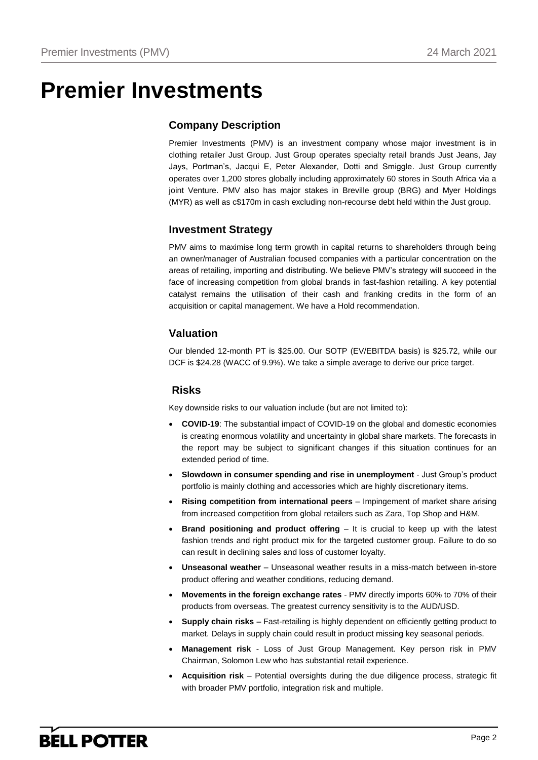# Premier Investments

## Company Description

Premier Investments (PMV) is an investment company whose major investment is in clothing retailer Just Group. Just Group operates specialty retail brands Just Jeans, Jay Jays, Portman's, Jacqui E, Peter Alexander, Dotti and Smiggle. Just Group currently operates over 1,200 stores globally including approximately 60 stores in South Africa via a joint Venture. PMV also has major stakes in Breville group (BRG) and Myer Holdings (MYR) as well as c$170m in cash excluding non-recourse debt held within the Just group.

## Investment Strategy

PMV aims to maximise long term growth in capital returns to shareholders through being an owner/manager of Australian focused companies with a particular concentration on the areas of retailing, importing and distributing. We believe PMV's strategy will succeed in the face of increasing competition from global brands in fast-fashion retailing. A key potential catalyst remains the utilisation of their cash and franking credits in the form of an acquisition or capital management. We have a Hold recommendation.

## Valuation

Our blended 12-month PT is $25.00. Our SOTP (EV/EBITDA basis) is $25.72, while our DCF is $24.28 (WACC of 9.9%). We take a simple average to derive our price target.

## Risks

Key downside risks to our valuation include (but are not limited to):

- **COVID-19**: The substantial impact of COVID-19 on the global and domestic economies is creating enormous volatility and uncertainty in global share markets. The forecasts in the report may be subject to significant changes if this situation continues for an extended period of time.
- **Slowdown in consumer spending and rise in unemployment** - Just Group's product portfolio is mainly clothing and accessories which are highly discretionary items.
- **Rising competition from international peers** – Impingement of market share arising from increased competition from global retailers such as Zara, Top Shop and H&M.
- **Brand positioning and product offering** – It is crucial to keep up with the latest fashion trends and right product mix for the targeted customer group. Failure to do so can result in declining sales and loss of customer loyalty.
- **Unseasonal weather** – Unseasonal weather results in a miss-match between in-store product offering and weather conditions, reducing demand.
- **Movements in the foreign exchange rates** - PMV directly imports 60% to 70% of their products from overseas. The greatest currency sensitivity is to the AUD/USD.
- **Supply chain risks –** Fast-retailing is highly dependent on efficiently getting product to market. Delays in supply chain could result in product missing key seasonal periods.
- **Management risk** - Loss of Just Group Management. Key person risk in PMV Chairman, Solomon Lew who has substantial retail experience.
- **Acquisition risk** – Potential oversights during the due diligence process, strategic fit with broader PMV portfolio, integration risk and multiple.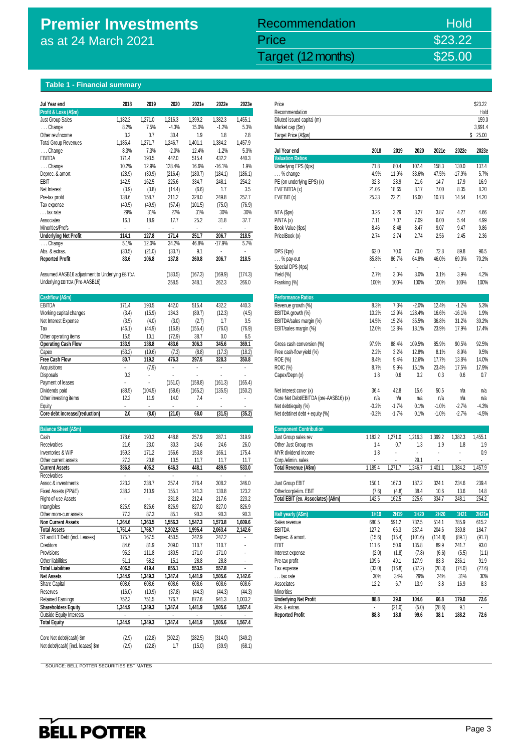# Premier Investments
as at 24 March 2021

| Recommendation | Hold |
|---|---|
| Price | $23.22 |
| Target (12 months) | $25.00 |

## Table 1 - Financial summary

| Jul Year end | 2018 | 2019 | 2020 | 2021e | 2022e | 2023e |
|---|---|---|---|---|---|---|
| **Profit & Loss (A$m)** | | | | | | |
| Just Group Sales | 1,182.2 | 1,271.0 | 1,216.3 | 1,399.2 | 1,382.3 | 1,455.1 |
| . . . Change | 8.2% | 7.5% | -4.3% | 15.0% | -1.2% | 5.3% |
| Other rev/income | 3.2 | 0.7 | 30.4 | 1.9 | 1.8 | 2.8 |
| Total Group Revenues | 1,185.4 | 1,271.7 | 1,246.7 | 1,401.1 | 1,384.2 | 1,457.9 |
| . . . Change | 8.3% | 7.3% | -2.0% | 12.4% | -1.2% | 5.3% |
| EBITDA | 171.4 | 193.5 | 442.0 | 515.4 | 432.2 | 440.3 |
| . . . Change | 10.2% | 12.9% | 128.4% | 16.6% | -16.1% | 1.9% |
| Deprec. & amort. | (28.9) | (30.9) | (216.4) | (180.7) | (184.1) | (186.1) |
| EBIT | 142.5 | 162.5 | 225.6 | 334.7 | 248.1 | 254.2 |
| Net Interest | (3.9) | (3.8) | (14.4) | (6.6) | 1.7 | 3.5 |
| Pre-tax profit | 138.6 | 158.7 | 211.2 | 328.0 | 249.8 | 257.7 |
| Tax expense | (40.5) | (49.9) | (57.4) | (101.5) | (75.0) | (76.9) |
| . . . tax rate | 29% | 31% | 27% | 31% | 30% | 30% |
| Associates | 16.1 | 18.9 | 17.7 | 25.2 | 31.8 | 37.7 |
| Minorities/Prefs | - | - | - | - | - | - |
| **Underlying Net Profit** | **114.1** | **127.8** | **171.4** | **251.7** | **206.7** | **218.5** |
| . . . Change | 5.1% | 12.0% | 34.2% | 46.8% | -17.9% | 5.7% |
| Abs. & extras. | (30.5) | (21.0) | (33.7) | 9.1 | - | - |
| **Reported Profit** | **83.6** | **106.8** | **137.8** | **260.8** | **206.7** | **218.5** |
| Assumed AASB16 adjustment to Underlying EBITDA | | | (183.5) | (167.3) | (169.9) | (174.3) |
| Underlying EBITDA (Pre-AASB16) | | | 258.5 | 348.1 | 262.3 | 266.0 |
| **Cashflow (A$m)** | | | | | | |
| EBITDA | 171.4 | 193.5 | 442.0 | 515.4 | 432.2 | 440.3 |
| Working capital changes | (3.4) | (15.9) | 134.3 | (89.7) | (12.3) | (4.5) |
| Net Interest Expense | (3.5) | (4.0) | (3.0) | (2.7) | 1.7 | 3.5 |
| Tax | (46.1) | (44.9) | (16.8) | (155.4) | (76.0) | (76.9) |
| Other operating items | 15.5 | 10.1 | (72.9) | 38.7 | 0.0 | 6.5 |
| **Operating Cash Flow** | **133.9** | **138.8** | **483.6** | **306.3** | **345.6** | **369.1** |
| Capex | (53.2) | (19.6) | (7.3) | (8.8) | (17.3) | (18.2) |
| **Free Cash Flow** | **80.7** | **119.2** | **476.3** | **297.5** | **328.3** | **350.8** |
| Acquisitions | - | (7.9) | - | - | - | - |
| Disposals | 0.3 | - | - | - | - | - |
| Payment of leases | - | - | (151.0) | (158.8) | (161.3) | (165.4) |
| Dividends paid | (88.5) | (104.5) | (58.6) | (165.2) | (135.5) | (150.2) |
| Other investing items | 12.2 | 11.9 | 14.0 | 7.4 | - | - |
| Equity | - | - | - | - | - | - |
| **Core debt increase/(reduction)** | **2.0** | **(8.0)** | **(21.0)** | **68.0** | **(31.5)** | **(35.2)** |
| **Balance Sheet (A$m)** | | | | | | |
| Cash | 178.6 | 190.3 | 448.8 | 257.9 | 287.1 | 319.9 |
| Receivables | 21.6 | 23.0 | 30.3 | 24.6 | 24.6 | 26.0 |
| Inventories & WIP | 159.3 | 171.2 | 156.6 | 153.8 | 166.1 | 175.4 |
| Other current assets | 27.3 | 20.8 | 10.5 | 11.7 | 11.7 | 11.7 |
| **Current Assets** | **386.8** | **405.2** | **646.3** | **448.1** | **489.5** | **533.0** |
| Receivables | - | - | - | - | - | - |
| Assoc & investments | 223.2 | 238.7 | 257.4 | 276.4 | 308.2 | 346.0 |
| Fixed Assets (PP&E) | 238.2 | 210.9 | 155.1 | 141.3 | 130.8 | 123.2 |
| Right-of-use Assets | - | - | 231.8 | 212.4 | 217.6 | 223.2 |
| Intangibles | 825.9 | 826.6 | 826.9 | 827.0 | 827.0 | 826.9 |
| Other mom-curr assets | 77.3 | 87.3 | 85.1 | 90.3 | 90.3 | 90.3 |
| **Non Current Assets** | **1,364.6** | **1,363.5** | **1,556.3** | **1,547.3** | **1,573.8** | **1,609.6** |
| **Total Assets** | **1,751.4** | **1,768.7** | **2,202.5** | **1,995.4** | **2,063.4** | **2,142.6** |
| ST and LT Debt (incl. Leases) | 175.7 | 167.5 | 450.5 | 242.9 | 247.2 | - |
| Creditors | 84.6 | 81.9 | 209.0 | 110.7 | 110.7 | - |
| Provisions | 95.2 | 111.8 | 180.5 | 171.0 | 171.0 | - |
| Other liabilities | 51.1 | 58.2 | 15.1 | 28.8 | 28.8 | - |
| **Total Liabilities** | **406.5** | **419.4** | **855.1** | **553.5** | **557.8** | **-** |
| **Net Assets** | **1,344.9** | **1,349.3** | **1,347.4** | **1,441.9** | **1,505.6** | **2,142.6** |
| Share Capital | 608.6 | 608.6 | 608.6 | 608.6 | 608.6 | 608.6 |
| Reserves | (16.0) | (10.9) | (37.8) | (44.3) | (44.3) | (44.3) |
| Retained Earnings | 752.3 | 751.5 | 776.7 | 877.6 | 941.3 | 1,003.2 |
| **Shareholders Equity** | **1,344.9** | **1,349.3** | **1,347.4** | **1,441.9** | **1,505.6** | **1,567.4** |
| Outside Equity Interests | - | - | - | - | - | - |
| **Total Equity** | **1,344.9** | **1,349.3** | **1,347.4** | **1,441.9** | **1,505.6** | **1,567.4** |
| Core Net debt/(cash) $m | (2.9) | (22.8) | (302.2) | (282.5) | (314.0) | (349.2) |
| Net debt/(cash) [incl. leases] $m | (2.9) | (22.8) | 1.7 | (15.0) | (39.9) | (68.1) |

| | |
|---|---|
| Price | $23.22 |
| Recommendation | Hold |
| Diluted issued capital (m) | 159.0 |
| Market cap ($m) | 3,691.4 |
| Target Price (A$ps) | $ 25.00 |

| Jul Year end | 2018 | 2019 | 2020 | 2021e | 2022e | 2023e |
|---|---|---|---|---|---|---|
| **Valuation Ratios** | | | | | | |
| Underlying EPS (¢ps) | 71.8 | 80.4 | 107.4 | 158.3 | 130.0 | 137.4 |
| . . . % change | 4.9% | 11.9% | 33.6% | 47.5% | -17.9% | 5.7% |
| PE (on underlying EPS) (x) | 32.3 | 28.9 | 21.6 | 14.7 | 17.9 | 16.9 |
| EV/EBITDA (x) | 21.06 | 18.65 | 8.17 | 7.00 | 8.35 | 8.20 |
| EV/EBIT (x) | 25.33 | 22.21 | 16.00 | 10.78 | 14.54 | 14.20 |
| NTA ($ps) | 3.26 | 3.29 | 3.27 | 3.87 | 4.27 | 4.66 |
| P/NTA (x) | 7.11 | 7.07 | 7.09 | 6.00 | 5.44 | 4.99 |
| Book Value ($ps) | 8.46 | 8.48 | 8.47 | 9.07 | 9.47 | 9.86 |
| Price/Book (x) | 2.74 | 2.74 | 2.74 | 2.56 | 2.45 | 2.36 |
| DPS (¢ps) | 62.0 | 70.0 | 70.0 | 72.8 | 89.8 | 96.5 |
| . . . % pay-out | 85.8% | 86.7% | 64.8% | 46.0% | 69.0% | 70.2% |
| Special DPS (¢ps) | - | - | - | - | - | - |
| Yield (%) | 2.7% | 3.0% | 3.0% | 3.1% | 3.9% | 4.2% |
| Franking (%) | 100% | 100% | 100% | 100% | 100% | 100% |
| **Performance Ratios** | | | | | | |
| Revenue growth (%) | 8.3% | 7.3% | -2.0% | 12.4% | -1.2% | 5.3% |
| EBITDA growth (%) | 10.2% | 12.9% | 128.4% | 16.6% | -16.1% | 1.9% |
| EBITDA/sales margin (%) | 14.5% | 15.2% | 35.5% | 36.8% | 31.2% | 30.2% |
| EBIT/sales margin (%) | 12.0% | 12.8% | 18.1% | 23.9% | 17.9% | 17.4% |
| Gross cash conversion (%) | 97.9% | 88.4% | 109.5% | 85.9% | 90.5% | 92.5% |
| Free cash-flow yield (%) | 2.2% | 3.2% | 12.8% | 8.1% | 8.9% | 9.5% |
| ROE (%) | 8.4% | 9.4% | 12.6% | 17.7% | 13.8% | 14.0% |
| ROIC (%) | 8.7% | 9.9% | 15.1% | 23.4% | 17.5% | 17.9% |
| Capex/Depn (x) | 1.8 | 0.6 | 0.2 | 0.3 | 0.6 | 0.7 |
| Net interest cover (x) | 36.4 | 42.8 | 15.6 | 50.5 | n/a | n/a |
| Core Net Debt/EBITDA (pre-AASB16) (x) | n/a | n/a | n/a | n/a | n/a | n/a |
| Net debt/equity (%) | -0.2% | -1.7% | 0.1% | -1.0% | -2.7% | -4.3% |
| Net debt/net debt + equity (%) | -0.2% | -1.7% | 0.1% | -1.0% | -2.7% | -4.5% |
| **Component Contribution** | | | | | | |
| Just Group sales rev | 1,182.2 | 1,271.0 | 1,216.3 | 1,399.2 | 1,382.3 | 1,455.1 |
| Other Just Group rev | 1.4 | 0.7 | 1.3 | 1.9 | 1.8 | 1.9 |
| MYR dividend income | 1.8 | - | - | - | - | 0.9 |
| Corp./elimin. sales | - | - | 29.1 | - | - | - |
| **Total Revenue (A$m)** | **1,185.4** | **1,271.7** | **1,246.7** | **1,401.1** | **1,384.2** | **1,457.9** |
| Just Group EBIT | 150.1 | 167.3 | 187.2 | 324.1 | 234.6 | 239.4 |
| Other/corp/elim. EBIT | (7.6) | (4.8) | 38.4 | 10.6 | 13.6 | 14.8 |
| **Total EBIT (ex. Associates) (A$m)** | **142.5** | **162.5** | **225.6** | **334.7** | **248.1** | **254.2** |

| Half yearly (A$m) | 1H19 | 2H19 | 1H20 | 2H20 | 1H21 | 2H21e |
|---|---|---|---|---|---|---|
| Sales revenue | 680.5 | 591.2 | 732.5 | 514.1 | 785.9 | 615.2 |
| EBITDA | 127.2 | 66.3 | 237.4 | 204.6 | 330.8 | 184.7 |
| Deprec. & amort. | (15.6) | (15.4) | (101.6) | (114.8) | (89.1) | (91.7) |
| EBIT | 111.6 | 50.9 | 135.8 | 89.9 | 241.7 | 93.0 |
| Interest expense | (2.0) | (1.8) | (7.8) | (6.6) | (5.5) | (1.1) |
| Pre-tax profit | 109.6 | 49.1 | 127.9 | 83.3 | 236.1 | 91.9 |
| Tax expense | (33.0) | (16.8) | (37.2) | (20.3) | (74.0) | (27.6) |
| . . . tax rate | 30% | 34% | 29% | 24% | 31% | 30% |
| Associates | 12.2 | 6.7 | 13.9 | 3.8 | 16.9 | 8.3 |
| Minorities | - | - | - | - | - | - |
| **Underlying Net Profit** | **88.8** | **39.0** | **104.6** | **66.8** | **179.0** | **72.6** |
| Abs. & extras. | - | (21.0) | (5.0) | (28.6) | 9.1 | - |
| **Reported Profit** | **88.8** | **18.0** | **99.6** | **38.1** | **188.2** | **72.6** |

SOURCE: BELL POTTER SECURITIES ESTIMATES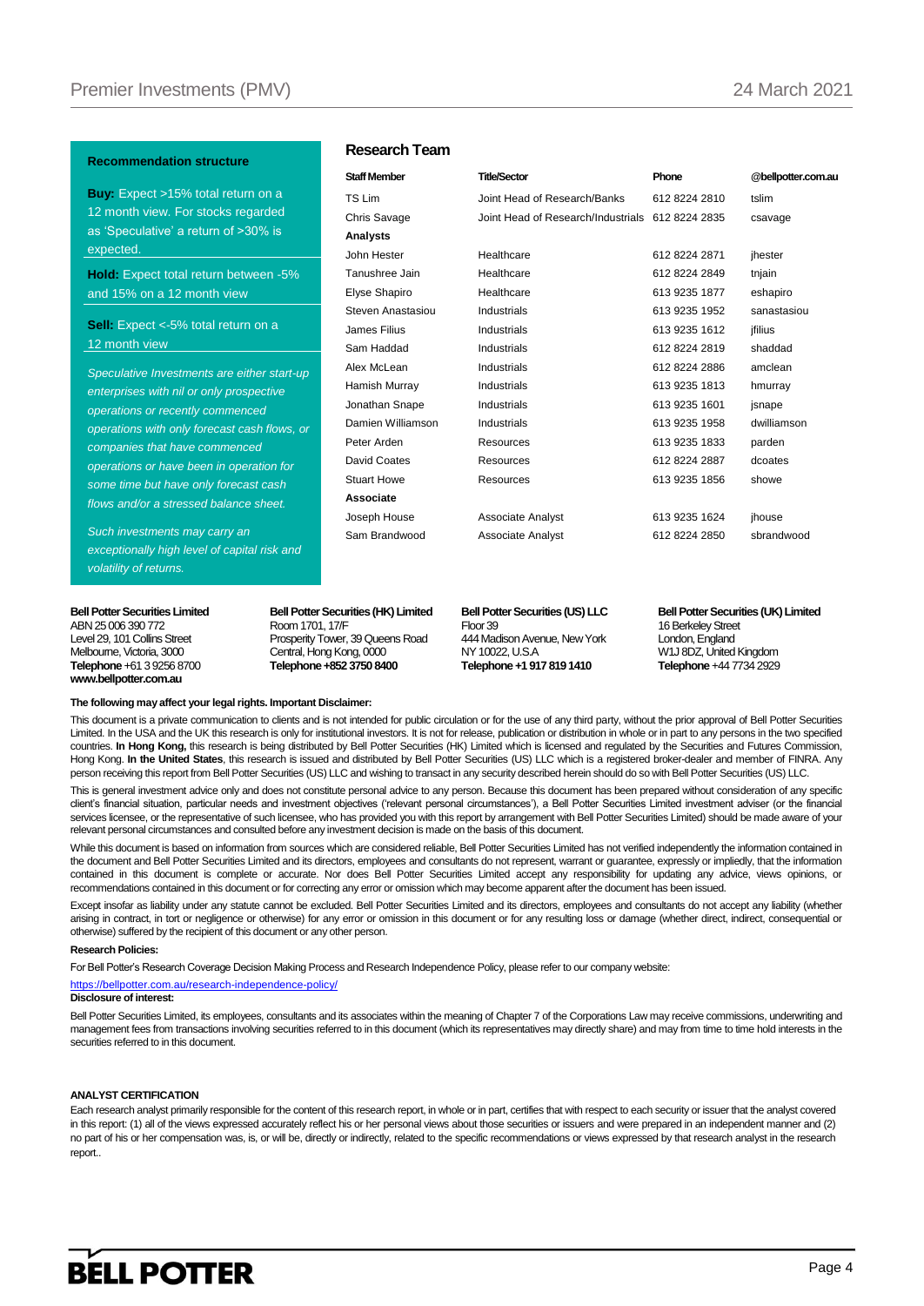### Recommendation structure

**Buy:** Expect >15% total return on a 12 month view. For stocks regarded as 'Speculative' a return of >30% is expected.

**Hold:** Expect total return between -5% and 15% on a 12 month view

**Sell:** Expect <-5% total return on a 12 month view

*Speculative Investments are either start-up enterprises with nil or only prospective operations or recently commenced operations with only forecast cash flows, or companies that have commenced operations or have been in operation for some time but have only forecast cash flows and/or a stressed balance sheet.*

*Such investments may carry an exceptionally high level of capital risk and volatility of returns.*

## Research Team

| Staff Member | Title/Sector | Phone | @bellpotter.com.au |
|---|---|---|---|
| TS Lim | Joint Head of Research/Banks | 612 8224 2810 | tslim |
| Chris Savage | Joint Head of Research/Industrials | 612 8224 2835 | csavage |
| **Analysts** | | | |
| John Hester | Healthcare | 612 8224 2871 | jhester |
| Tanushree Jain | Healthcare | 612 8224 2849 | tnjain |
| Elyse Shapiro | Healthcare | 613 9235 1877 | eshapiro |
| Steven Anastasiou | Industrials | 613 9235 1952 | sanastasiou |
| James Filius | Industrials | 613 9235 1612 | jfilius |
| Sam Haddad | Industrials | 612 8224 2819 | shaddad |
| Alex McLean | Industrials | 612 8224 2886 | amclean |
| Hamish Murray | Industrials | 613 9235 1813 | hmurray |
| Jonathan Snape | Industrials | 613 9235 1601 | jsnape |
| Damien Williamson | Industrials | 613 9235 1958 | dwilliamson |
| Peter Arden | Resources | 613 9235 1833 | parden |
| David Coates | Resources | 612 8224 2887 | dcoates |
| Stuart Howe | Resources | 613 9235 1856 | showe |
| **Associate** | | | |
| Joseph House | Associate Analyst | 613 9235 1624 | jhouse |
| Sam Brandwood | Associate Analyst | 612 8224 2850 | sbrandwood |

**Bell Potter Securities Limited**
ABN 25 006 390 772
Level 29, 101 Collins Street
Melbourne, Victoria, 3000
**Telephone** +61 3 9256 8700
**www.bellpotter.com.au**

**Bell Potter Securities (HK) Limited**
Room 1701, 17/F
Prosperity Tower, 39 Queens Road
Central, Hong Kong, 0000
**Telephone +852 3750 8400**

**Bell Potter Securities (US) LLC**
Floor 39
444 Madison Avenue, New York
NY 10022, U.S.A
**Telephone +1 917 819 1410**

**Bell Potter Securities (UK) Limited**
16 Berkeley Street
London, England
W1J 8DZ, United Kingdom
**Telephone** +44 7734 2929

**The following may affect your legal rights. Important Disclaimer:**

This document is a private communication to clients and is not intended for public circulation or for the use of any third party, without the prior approval of Bell Potter Securities Limited. In the USA and the UK this research is only for institutional investors. It is not for release, publication or distribution in whole or in part to any persons in the two specified countries. **In Hong Kong,** this research is being distributed by Bell Potter Securities (HK) Limited which is licensed and regulated by the Securities and Futures Commission, Hong Kong. **In the United States**, this research is issued and distributed by Bell Potter Securities (US) LLC which is a registered broker-dealer and member of FINRA. Any person receiving this report from Bell Potter Securities (US) LLC and wishing to transact in any security described herein should do so with Bell Potter Securities (US) LLC.

This is general investment advice only and does not constitute personal advice to any person. Because this document has been prepared without consideration of any specific client's financial situation, particular needs and investment objectives ('relevant personal circumstances'), a Bell Potter Securities Limited investment adviser (or the financial services licensee, or the representative of such licensee, who has provided you with this report by arrangement with Bell Potter Securities Limited) should be made aware of your relevant personal circumstances and consulted before any investment decision is made on the basis of this document.

While this document is based on information from sources which are considered reliable, Bell Potter Securities Limited has not verified independently the information contained in the document and Bell Potter Securities Limited and its directors, employees and consultants do not represent, warrant or guarantee, expressly or impliedly, that the information contained in this document is complete or accurate. Nor does Bell Potter Securities Limited accept any responsibility for updating any advice, views opinions, or recommendations contained in this document or for correcting any error or omission which may become apparent after the document has been issued.

Except insofar as liability under any statute cannot be excluded. Bell Potter Securities Limited and its directors, employees and consultants do not accept any liability (whether arising in contract, in tort or negligence or otherwise) for any error or omission in this document or for any resulting loss or damage (whether direct, indirect, consequential or otherwise) suffered by the recipient of this document or any other person.

**Research Policies:**

For Bell Potter's Research Coverage Decision Making Process and Research Independence Policy, please refer to our company website:

https://bellpotter.com.au/research-independence-policy/

**Disclosure of interest:**

Bell Potter Securities Limited, its employees, consultants and its associates within the meaning of Chapter 7 of the Corporations Law may receive commissions, underwriting and management fees from transactions involving securities referred to in this document (which its representatives may directly share) and may from time to time hold interests in the securities referred to in this document.

**ANALYST CERTIFICATION**

Each research analyst primarily responsible for the content of this research report, in whole or in part, certifies that with respect to each security or issuer that the analyst covered in this report: (1) all of the views expressed accurately reflect his or her personal views about those securities or issuers and were prepared in an independent manner and (2) no part of his or her compensation was, is, or will be, directly or indirectly, related to the specific recommendations or views expressed by that research analyst in the research report..